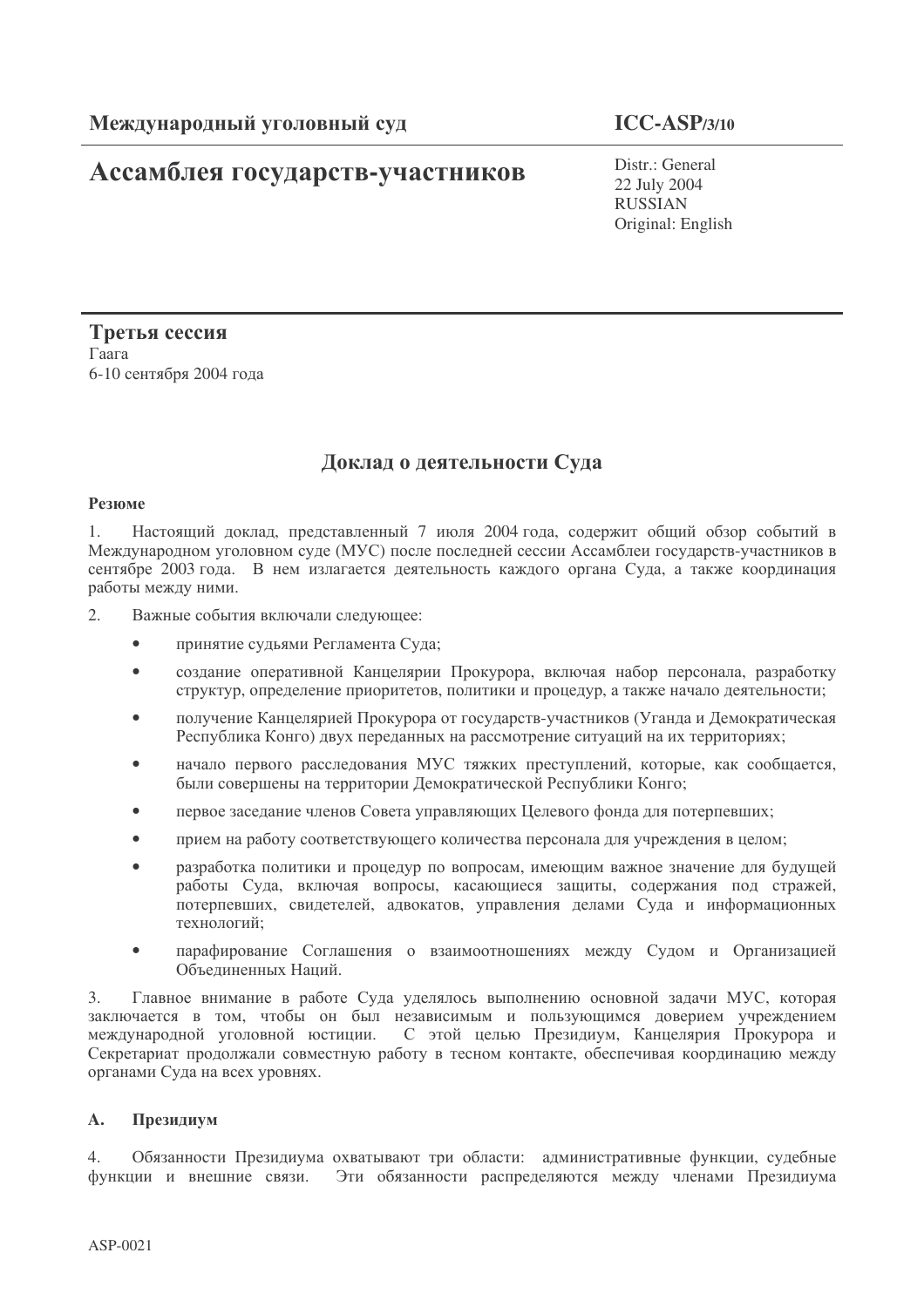**Международный уголовный суд**

**ICC-ASP/3/10**

# Ассамблея государств-участников

Distr.: General
22 July 2004
RUSSIAN
Original: English

**Третья сессия**
Гаага
6-10 сентября 2004 года

## Доклад о деятельности Суда

**Резюме**

1. Настоящий доклад, представленный 7 июля 2004 года, содержит общий обзор событий в Международном уголовном суде (МУС) после последней сессии Ассамблеи государств-участников в сентябре 2003 года. В нем излагается деятельность каждого органа Суда, а также координация работы между ними.

2. Важные события включали следующее:

- принятие судьями Регламента Суда;
- создание оперативной Канцелярии Прокурора, включая набор персонала, разработку структур, определение приоритетов, политики и процедур, а также начало деятельности;
- получение Канцелярией Прокурора от государств-участников (Уганда и Демократическая Республика Конго) двух переданных на рассмотрение ситуаций на их территориях;
- начало первого расследования МУС тяжких преступлений, которые, как сообщается, были совершены на территории Демократической Республики Конго;
- первое заседание членов Совета управляющих Целевого фонда для потерпевших;
- прием на работу соответствующего количества персонала для учреждения в целом;
- разработка политики и процедур по вопросам, имеющим важное значение для будущей работы Суда, включая вопросы, касающиеся защиты, содержания под стражей, потерпевших, свидетелей, адвокатов, управления делами Суда и информационных технологий;
- парафирование Соглашения о взаимоотношениях между Судом и Организацией Объединенных Наций.

3. Главное внимание в работе Суда уделялось выполнению основной задачи МУС, которая заключается в том, чтобы он был независимым и пользующимся доверием учреждением международной уголовной юстиции. С этой целью Президиум, Канцелярия Прокурора и Секретариат продолжали совместную работу в тесном контакте, обеспечивая координацию между органами Суда на всех уровнях.

### A. Президиум

4. Обязанности Президиума охватывают три области: административные функции, судебные функции и внешние связи. Эти обязанности распределяются между членами Президиума

ASP-0021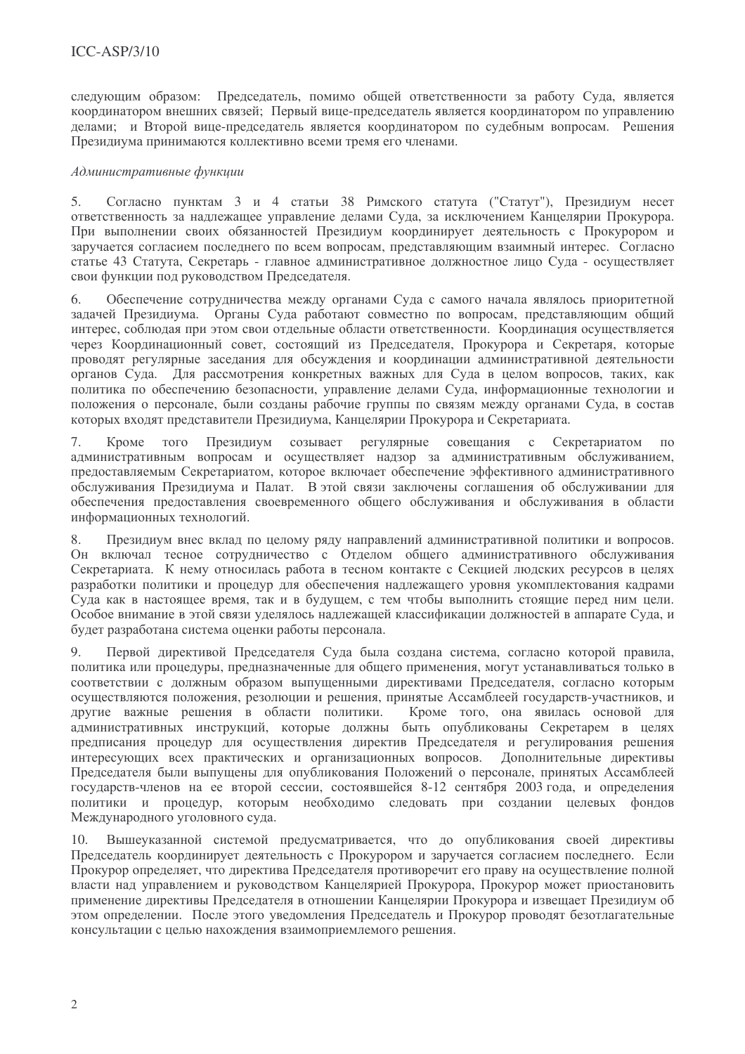следующим образом: Председатель, помимо общей ответственности за работу Суда, является координатором внешних связей; Первый вице-председатель является координатором по управлению делами; и Второй вице-председатель является координатором по судебным вопросам. Решения Президиума принимаются коллективно всеми тремя его членами.

*Административные функции*

5. Согласно пунктам 3 и 4 статьи 38 Римского статута ("Статут"), Президиум несет ответственность за надлежащее управление делами Суда, за исключением Канцелярии Прокурора. При выполнении своих обязанностей Президиум координирует деятельность с Прокурором и заручается согласием последнего по всем вопросам, представляющим взаимный интерес. Согласно статье 43 Статута, Секретарь - главное административное должностное лицо Суда - осуществляет свои функции под руководством Председателя.

6. Обеспечение сотрудничества между органами Суда с самого начала являлось приоритетной задачей Президиума. Органы Суда работают совместно по вопросам, представляющим общий интерес, соблюдая при этом свои отдельные области ответственности. Координация осуществляется через Координационный совет, состоящий из Председателя, Прокурора и Секретаря, которые проводят регулярные заседания для обсуждения и координации административной деятельности органов Суда. Для рассмотрения конкретных важных для Суда в целом вопросов, таких, как политика по обеспечению безопасности, управление делами Суда, информационные технологии и положения о персонале, были созданы рабочие группы по связям между органами Суда, в состав которых входят представители Президиума, Канцелярии Прокурора и Секретариата.

7. Кроме того Президиум созывает регулярные совещания с Секретариатом по административным вопросам и осуществляет надзор за административным обслуживанием, предоставляемым Секретариатом, которое включает обеспечение эффективного административного обслуживания Президиума и Палат. В этой связи заключены соглашения об обслуживании для обеспечения предоставления своевременного общего обслуживания и обслуживания в области информационных технологий.

8. Президиум внес вклад по целому ряду направлений административной политики и вопросов. Он включал тесное сотрудничество с Отделом общего административного обслуживания Секретариата. К нему относилась работа в тесном контакте с Секцией людских ресурсов в целях разработки политики и процедур для обеспечения надлежащего уровня укомплектования кадрами Суда как в настоящее время, так и в будущем, с тем чтобы выполнить стоящие перед ним цели. Особое внимание в этой связи уделялось надлежащей классификации должностей в аппарате Суда, и будет разработана система оценки работы персонала.

9. Первой директивой Председателя Суда была создана система, согласно которой правила, политика или процедуры, предназначенные для общего применения, могут устанавливаться только в соответствии с должным образом выпущенными директивами Председателя, согласно которым осуществляются положения, резолюции и решения, принятые Ассамблеей государств-участников, и другие важные решения в области политики. Кроме того, она явилась основой для административных инструкций, которые должны быть опубликованы Секретарем в целях предписания процедур для осуществления директив Председателя и регулирования решения интересующих всех практических и организационных вопросов. Дополнительные директивы Председателя были выпущены для опубликования Положений о персонале, принятых Ассамблеей государств-членов на ее второй сессии, состоявшейся 8-12 сентября 2003 года, и определения политики и процедур, которым необходимо следовать при создании целевых фондов Международного уголовного суда.

10. Вышеуказанной системой предусматривается, что до опубликования своей директивы Председатель координирует деятельность с Прокурором и заручается согласием последнего. Если Прокурор определяет, что директива Председателя противоречит его праву на осуществление полной власти над управлением и руководством Канцелярией Прокурора, Прокурор может приостановить применение директивы Председателя в отношении Канцелярии Прокурора и извещает Президиум об этом определении. После этого уведомления Председатель и Прокурор проводят безотлагательные консультации с целью нахождения взаимоприемлемого решения.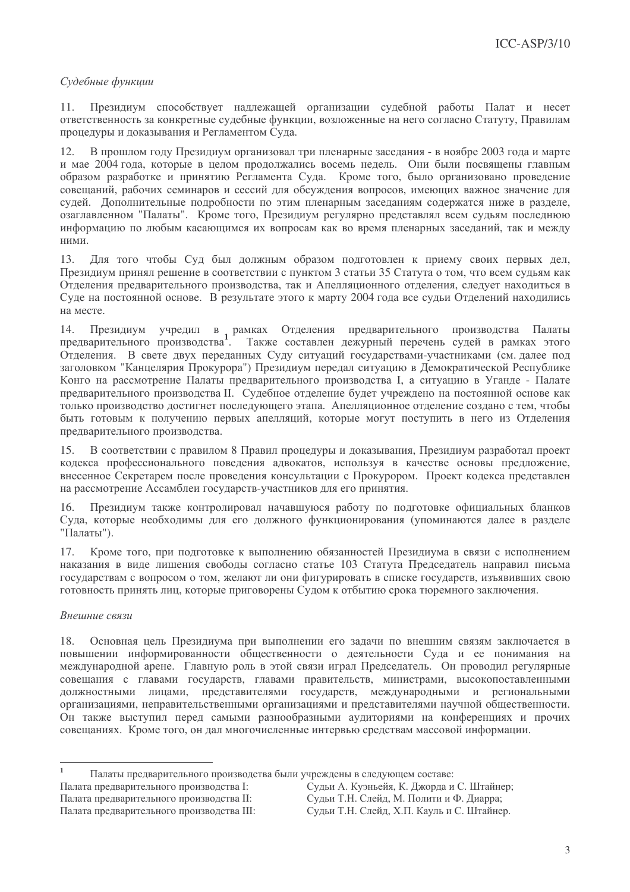*Судебные функции*

11. Президиум способствует надлежащей организации судебной работы Палат и несет ответственность за конкретные судебные функции, возложенные на него согласно Статуту, Правилам процедуры и доказывания и Регламентом Суда.

12. В прошлом году Президиум организовал три пленарные заседания - в ноябре 2003 года и марте и мае 2004 года, которые в целом продолжались восемь недель. Они были посвящены главным образом разработке и принятию Регламента Суда. Кроме того, было организовано проведение совещаний, рабочих семинаров и сессий для обсуждения вопросов, имеющих важное значение для судей. Дополнительные подробности по этим пленарным заседаниям содержатся ниже в разделе, озаглавленном "Палаты". Кроме того, Президиум регулярно представлял всем судьям последнюю информацию по любым касающимся их вопросам как во время пленарных заседаний, так и между ними.

13. Для того чтобы Суд был должным образом подготовлен к приему своих первых дел, Президиум принял решение в соответствии с пунктом 3 статьи 35 Статута о том, что всем судьям как Отделения предварительного производства, так и Апелляционного отделения, следует находиться в Суде на постоянной основе. В результате этого к марту 2004 года все судьи Отделений находились на месте.

14. Президиум учредил в рамках Отделения предварительного производства Палаты предварительного производства[1]. Также составлен дежурный перечень судей в рамках этого Отделения. В свете двух переданных Суду ситуаций государствами-участниками (см. далее под заголовком "Канцелярия Прокурора") Президиум передал ситуацию в Демократической Республике Конго на рассмотрение Палаты предварительного производства I, а ситуацию в Уганде - Палате предварительного производства II. Судебное отделение будет учреждено на постоянной основе как только производство достигнет последующего этапа. Апелляционное отделение создано с тем, чтобы быть готовым к получению первых апелляций, которые могут поступить в него из Отделения предварительного производства.

15. В соответствии с правилом 8 Правил процедуры и доказывания, Президиум разработал проект кодекса профессионального поведения адвокатов, используя в качестве основы предложение, внесенное Секретарем после проведения консультации с Прокурором. Проект кодекса представлен на рассмотрение Ассамблеи государств-участников для его принятия.

16. Президиум также контролировал начавшуюся работу по подготовке официальных бланков Суда, которые необходимы для его должного функционирования (упоминаются далее в разделе "Палаты").

17. Кроме того, при подготовке к выполнению обязанностей Президиума в связи с исполнением наказания в виде лишения свободы согласно статье 103 Статута Председатель направил письма государствам с вопросом о том, желают ли они фигурировать в списке государств, изъявивших свою готовность принять лиц, которые приговорены Судом к отбытию срока тюремного заключения.

*Внешние связи*

18. Основная цель Президиума при выполнении его задачи по внешним связям заключается в повышении информированности общественности о деятельности Суда и ее понимания на международной арене. Главную роль в этой связи играл Председатель. Он проводил регулярные совещания с главами государств, главами правительств, министрами, высокопоставленными должностными лицами, представителями государств, международными и региональными организациями, неправительственными организациями и представителями научной общественности. Он также выступил перед самыми разнообразными аудиториями на конференциях и прочих совещаниях. Кроме того, он дал многочисленные интервью средствам массовой информации.

---

[1] Палаты предварительного производства были учреждены в следующем составе:

| | |
|---|---|
| Палата предварительного производства I: | Судьи А. Куэньейя, К. Джорда и С. Штайнер; |
| Палата предварительного производства II: | Судьи Т.Н. Слейд, М. Полити и Ф. Диарра; |
| Палата предварительного производства III: | Судьи Т.Н. Слейд, Х.П. Кауль и С. Штайнер. |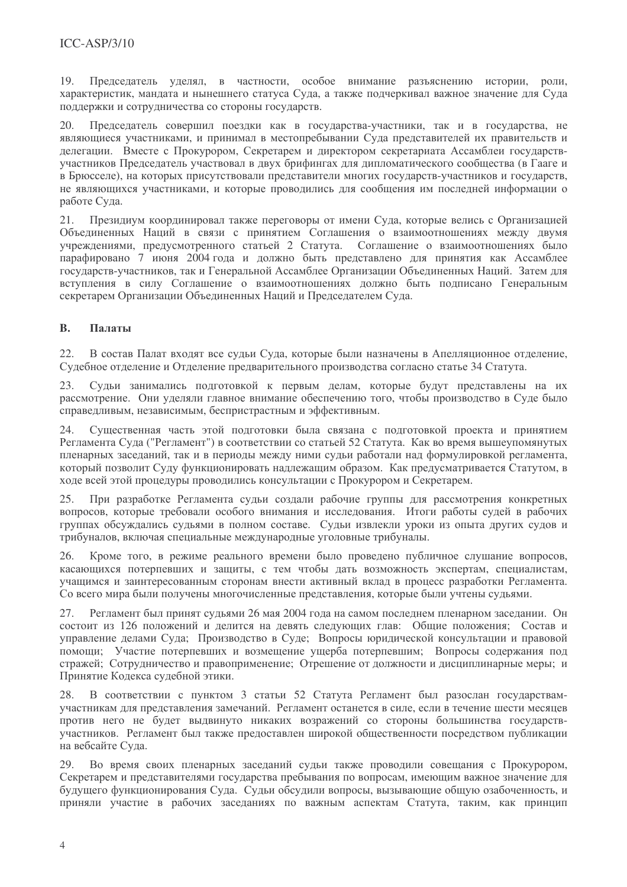19. Председатель уделял, в частности, особое внимание разъяснению истории, роли, характеристик, мандата и нынешнего статуса Суда, а также подчеркивал важное значение для Суда поддержки и сотрудничества со стороны государств.

20. Председатель совершил поездки как в государства-участники, так и в государства, не являющиеся участниками, и принимал в местопребывании Суда представителей их правительств и делегации. Вместе с Прокурором, Секретарем и директором секретариата Ассамблеи государств-участников Председатель участвовал в двух брифингах для дипломатического сообщества (в Гааге и в Брюсселе), на которых присутствовали представители многих государств-участников и государств, не являющихся участниками, и которые проводились для сообщения им последней информации о работе Суда.

21. Президиум координировал также переговоры от имени Суда, которые велись с Организацией Объединенных Наций в связи с принятием Соглашения о взаимоотношениях между двумя учреждениями, предусмотренного статьей 2 Статута. Соглашение о взаимоотношениях было парафировано 7 июня 2004 года и должно быть представлено для принятия как Ассамблее государств-участников, так и Генеральной Ассамблее Организации Объединенных Наций. Затем для вступления в силу Соглашение о взаимоотношениях должно быть подписано Генеральным секретарем Организации Объединенных Наций и Председателем Суда.

## B. Палаты

22. В состав Палат входят все судьи Суда, которые были назначены в Апелляционное отделение, Судебное отделение и Отделение предварительного производства согласно статье 34 Статута.

23. Судьи занимались подготовкой к первым делам, которые будут представлены на их рассмотрение. Они уделяли главное внимание обеспечению того, чтобы производство в Суде было справедливым, независимым, беспристрастным и эффективным.

24. Существенная часть этой подготовки была связана с подготовкой проекта и принятием Регламента Суда ("Регламент") в соответствии со статьей 52 Статута. Как во время вышеупомянутых пленарных заседаний, так и в периоды между ними судьи работали над формулировкой регламента, который позволит Суду функционировать надлежащим образом. Как предусматривается Статутом, в ходе всей этой процедуры проводились консультации с Прокурором и Секретарем.

25. При разработке Регламента судьи создали рабочие группы для рассмотрения конкретных вопросов, которые требовали особого внимания и исследования. Итоги работы судей в рабочих группах обсуждались судьями в полном составе. Судьи извлекли уроки из опыта других судов и трибуналов, включая специальные международные уголовные трибуналы.

26. Кроме того, в режиме реального времени было проведено публичное слушание вопросов, касающихся потерпевших и защиты, с тем чтобы дать возможность экспертам, специалистам, учащимся и заинтересованным сторонам внести активный вклад в процесс разработки Регламента. Со всего мира были получены многочисленные представления, которые были учтены судьями.

27. Регламент был принят судьями 26 мая 2004 года на самом последнем пленарном заседании. Он состоит из 126 положений и делится на девять следующих глав: Общие положения; Состав и управление делами Суда; Производство в Суде; Вопросы юридической консультации и правовой помощи; Участие потерпевших и возмещение ущерба потерпевшим; Вопросы содержания под стражей; Сотрудничество и правоприменение; Отрешение от должности и дисциплинарные меры; и Принятие Кодекса судебной этики.

28. В соответствии с пунктом 3 статьи 52 Статута Регламент был разослан государствам-участникам для представления замечаний. Регламент останется в силе, если в течение шести месяцев против него не будет выдвинуто никаких возражений со стороны большинства государств-участников. Регламент был также предоставлен широкой общественности посредством публикации на вебсайте Суда.

29. Во время своих пленарных заседаний судьи также проводили совещания с Прокурором, Секретарем и представителями государства пребывания по вопросам, имеющим важное значение для будущего функционирования Суда. Судьи обсудили вопросы, вызывающие общую озабоченность, и приняли участие в рабочих заседаниях по важным аспектам Статута, таким, как принцип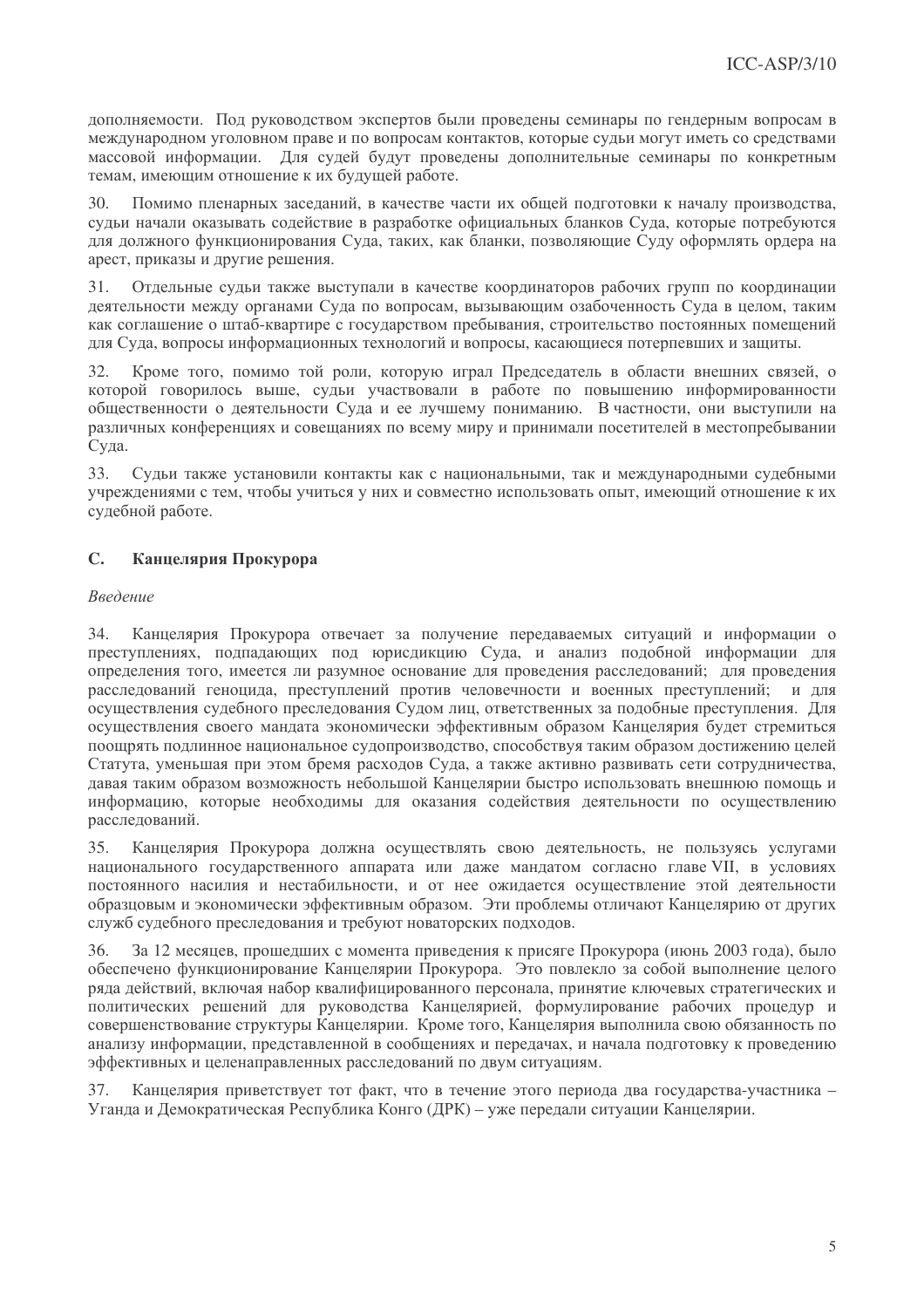дополняемости. Под руководством экспертов были проведены семинары по гендерным вопросам в международном уголовном праве и по вопросам контактов, которые судьи могут иметь со средствами массовой информации. Для судей будут проведены дополнительные семинары по конкретным темам, имеющим отношение к их будущей работе.

30. Помимо пленарных заседаний, в качестве части их общей подготовки к началу производства, судьи начали оказывать содействие в разработке официальных бланков Суда, которые потребуются для должного функционирования Суда, таких, как бланки, позволяющие Суду оформлять ордера на арест, приказы и другие решения.

31. Отдельные судьи также выступали в качестве координаторов рабочих групп по координации деятельности между органами Суда по вопросам, вызывающим озабоченность Суда в целом, таким как соглашение о штаб-квартире с государством пребывания, строительство постоянных помещений для Суда, вопросы информационных технологий и вопросы, касающиеся потерпевших и защиты.

32. Кроме того, помимо той роли, которую играл Председатель в области внешних связей, о которой говорилось выше, судьи участвовали в работе по повышению информированности общественности о деятельности Суда и ее лучшему пониманию. В частности, они выступили на различных конференциях и совещаниях по всему миру и принимали посетителей в местопребывании Суда.

33. Судьи также установили контакты как с национальными, так и международными судебными учреждениями с тем, чтобы учиться у них и совместно использовать опыт, имеющий отношение к их судебной работе.

## C. Канцелярия Прокурора

*Введение*

34. Канцелярия Прокурора отвечает за получение передаваемых ситуаций и информации о преступлениях, подпадающих под юрисдикцию Суда, и анализ подобной информации для определения того, имеется ли разумное основание для проведения расследований; для проведения расследований геноцида, преступлений против человечности и военных преступлений; и для осуществления судебного преследования Судом лиц, ответственных за подобные преступления. Для осуществления своего мандата экономически эффективным образом Канцелярия будет стремиться поощрять подлинное национальное судопроизводство, способствуя таким образом достижению целей Статута, уменьшая при этом бремя расходов Суда, а также активно развивать сети сотрудничества, давая таким образом возможность небольшой Канцелярии быстро использовать внешнюю помощь и информацию, которые необходимы для оказания содействия деятельности по осуществлению расследований.

35. Канцелярия Прокурора должна осуществлять свою деятельность, не пользуясь услугами национального государственного аппарата или даже мандатом согласно главе VII, в условиях постоянного насилия и нестабильности, и от нее ожидается осуществление этой деятельности образцовым и экономически эффективным образом. Эти проблемы отличают Канцелярию от других служб судебного преследования и требуют новаторских подходов.

36. За 12 месяцев, прошедших с момента приведения к присяге Прокурора (июнь 2003 года), было обеспечено функционирование Канцелярии Прокурора. Это повлекло за собой выполнение целого ряда действий, включая набор квалифицированного персонала, принятие ключевых стратегических и политических решений для руководства Канцелярией, формулирование рабочих процедур и совершенствование структуры Канцелярии. Кроме того, Канцелярия выполнила свою обязанность по анализу информации, представленной в сообщениях и передачах, и начала подготовку к проведению эффективных и целенаправленных расследований по двум ситуациям.

37. Канцелярия приветствует тот факт, что в течение этого периода два государства-участника – Уганда и Демократическая Республика Конго (ДРК) – уже передали ситуации Канцелярии.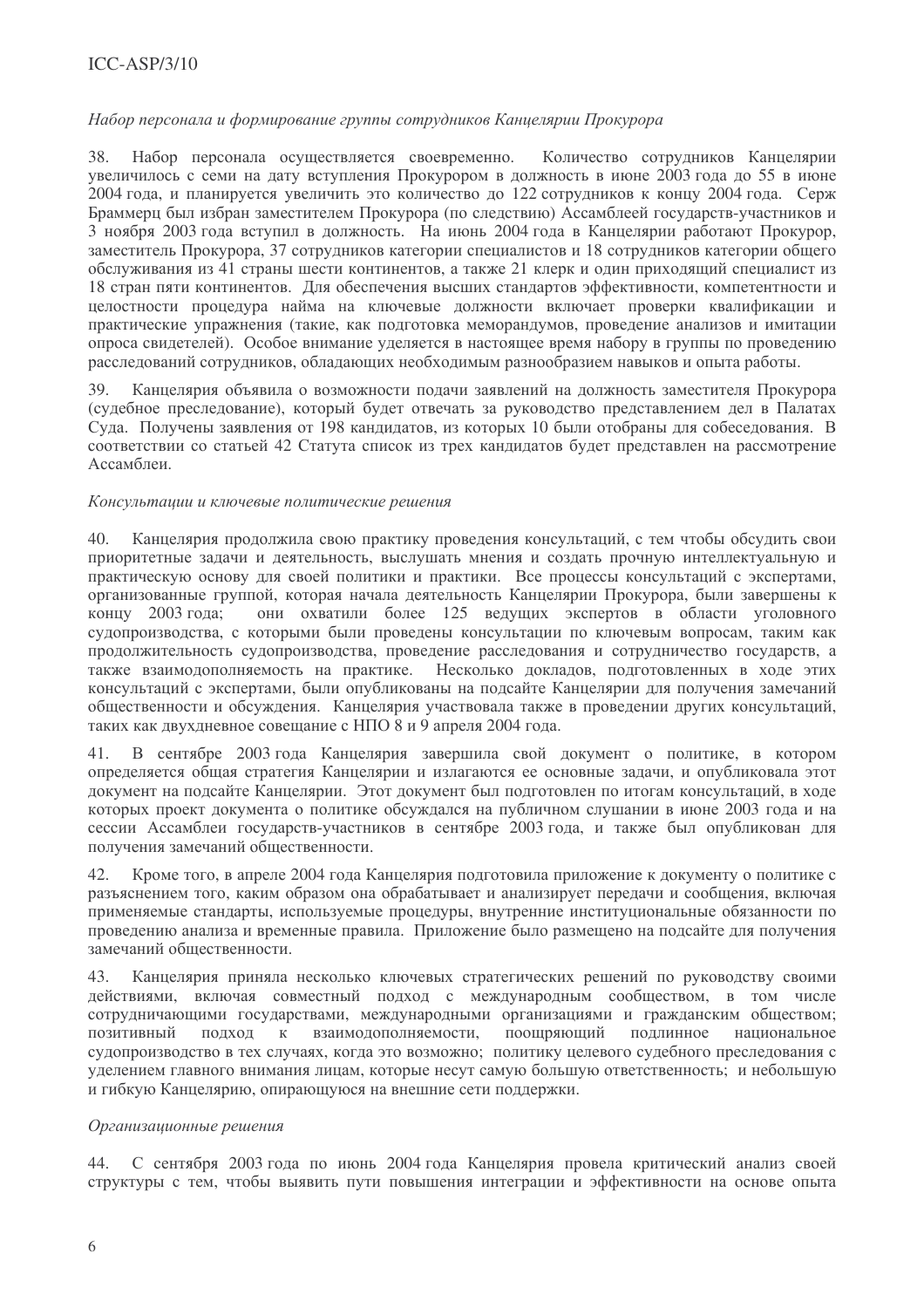*Набор персонала и формирование группы сотрудников Канцелярии Прокурора*

38. Набор персонала осуществляется своевременно. Количество сотрудников Канцелярии увеличилось с семи на дату вступления Прокурором в должность в июне 2003 года до 55 в июне 2004 года, и планируется увеличить это количество до 122 сотрудников к концу 2004 года. Серж Браммерц был избран заместителем Прокурора (по следствию) Ассамблеей государств-участников и 3 ноября 2003 года вступил в должность. На июнь 2004 года в Канцелярии работают Прокурор, заместитель Прокурора, 37 сотрудников категории специалистов и 18 сотрудников категории общего обслуживания из 41 страны шести континентов, а также 21 клерк и один приходящий специалист из 18 стран пяти континентов. Для обеспечения высших стандартов эффективности, компетентности и целостности процедура найма на ключевые должности включает проверки квалификации и практические упражнения (такие, как подготовка меморандумов, проведение анализов и имитации опроса свидетелей). Особое внимание уделяется в настоящее время набору в группы по проведению расследований сотрудников, обладающих необходимым разнообразием навыков и опыта работы.

39. Канцелярия объявила о возможности подачи заявлений на должность заместителя Прокурора (судебное преследование), который будет отвечать за руководство представлением дел в Палатах Суда. Получены заявления от 198 кандидатов, из которых 10 были отобраны для собеседования. В соответствии со статьей 42 Статута список из трех кандидатов будет представлен на рассмотрение Ассамблеи.

*Консультации и ключевые политические решения*

40. Канцелярия продолжила свою практику проведения консультаций, с тем чтобы обсудить свои приоритетные задачи и деятельность, выслушать мнения и создать прочную интеллектуальную и практическую основу для своей политики и практики. Все процессы консультаций с экспертами, организованные группой, которая начала деятельность Канцелярии Прокурора, были завершены к концу 2003 года; они охватили более 125 ведущих экспертов в области уголовного судопроизводства, с которыми были проведены консультации по ключевым вопросам, таким как продолжительность судопроизводства, проведение расследования и сотрудничество государств, а также взаимодополняемость на практике. Несколько докладов, подготовленных в ходе этих консультаций с экспертами, были опубликованы на подсайте Канцелярии для получения замечаний общественности и обсуждения. Канцелярия участвовала также в проведении других консультаций, таких как двухдневное совещание с НПО 8 и 9 апреля 2004 года.

41. В сентябре 2003 года Канцелярия завершила свой документ о политике, в котором определяется общая стратегия Канцелярии и излагаются ее основные задачи, и опубликовала этот документ на подсайте Канцелярии. Этот документ был подготовлен по итогам консультаций, в ходе которых проект документа о политике обсуждался на публичном слушании в июне 2003 года и на сессии Ассамблеи государств-участников в сентябре 2003 года, и также был опубликован для получения замечаний общественности.

42. Кроме того, в апреле 2004 года Канцелярия подготовила приложение к документу о политике с разъяснением того, каким образом она обрабатывает и анализирует передачи и сообщения, включая применяемые стандарты, используемые процедуры, внутренние институциональные обязанности по проведению анализа и временные правила. Приложение было размещено на подсайте для получения замечаний общественности.

43. Канцелярия приняла несколько ключевых стратегических решений по руководству своими действиями, включая совместный подход с международным сообществом, в том числе сотрудничающими государствами, международными организациями и гражданским обществом; позитивный подход к взаимодополняемости, поощряющий подлинное национальное судопроизводство в тех случаях, когда это возможно; политику целевого судебного преследования с уделением главного внимания лицам, которые несут самую большую ответственность; и небольшую и гибкую Канцелярию, опирающуюся на внешние сети поддержки.

*Организационные решения*

44. С сентября 2003 года по июнь 2004 года Канцелярия провела критический анализ своей структуры с тем, чтобы выявить пути повышения интеграции и эффективности на основе опыта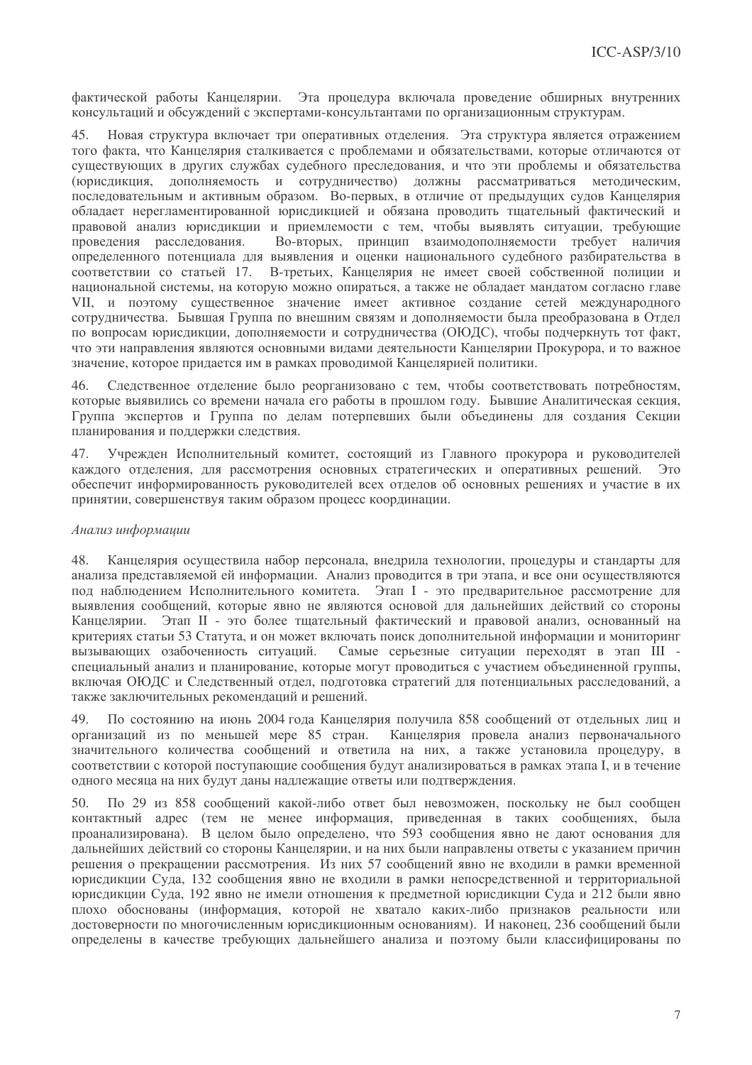фактической работы Канцелярии. Эта процедура включала проведение обширных внутренних консультаций и обсуждений с экспертами-консультантами по организационным структурам.

45. Новая структура включает три оперативных отделения. Эта структура является отражением того факта, что Канцелярия сталкивается с проблемами и обязательствами, которые отличаются от существующих в других службах судебного преследования, и что эти проблемы и обязательства (юрисдикция, дополняемость и сотрудничество) должны рассматриваться методическим, последовательным и активным образом. Во-первых, в отличие от предыдущих судов Канцелярия обладает нерегламентированной юрисдикцией и обязана проводить тщательный фактический и правовой анализ юрисдикции и приемлемости с тем, чтобы выявлять ситуации, требующие проведения расследования. Во-вторых, принцип взаимодополняемости требует наличия определенного потенциала для выявления и оценки национального судебного разбирательства в соответствии со статьей 17. В-третьих, Канцелярия не имеет своей собственной полиции и национальной системы, на которую можно опираться, а также не обладает мандатом согласно главе VII, и поэтому существенное значение имеет активное создание сетей международного сотрудничества. Бывшая Группа по внешним связям и дополняемости была преобразована в Отдел по вопросам юрисдикции, дополняемости и сотрудничества (ОЮДС), чтобы подчеркнуть тот факт, что эти направления являются основными видами деятельности Канцелярии Прокурора, и то важное значение, которое придается им в рамках проводимой Канцелярией политики.

46. Следственное отделение было реорганизовано с тем, чтобы соответствовать потребностям, которые выявились со времени начала его работы в прошлом году. Бывшие Аналитическая секция, Группа экспертов и Группа по делам потерпевших были объединены для создания Секции планирования и поддержки следствия.

47. Учрежден Исполнительный комитет, состоящий из Главного прокурора и руководителей каждого отделения, для рассмотрения основных стратегических и оперативных решений. Это обеспечит информированность руководителей всех отделов об основных решениях и участие в их принятии, совершенствуя таким образом процесс координации.

*Анализ информации*

48. Канцелярия осуществила набор персонала, внедрила технологии, процедуры и стандарты для анализа представляемой ей информации. Анализ проводится в три этапа, и все они осуществляются под наблюдением Исполнительного комитета. Этап I - это предварительное рассмотрение для выявления сообщений, которые явно не являются основой для дальнейших действий со стороны Канцелярии. Этап II - это более тщательный фактический и правовой анализ, основанный на критериях статьи 53 Статута, и он может включать поиск дополнительной информации и мониторинг вызывающих озабоченность ситуаций. Самые серьезные ситуации переходят в этап III - специальный анализ и планирование, которые могут проводиться с участием объединенной группы, включая ОЮДС и Следственный отдел, подготовка стратегий для потенциальных расследований, а также заключительных рекомендаций и решений.

49. По состоянию на июнь 2004 года Канцелярия получила 858 сообщений от отдельных лиц и организаций из по меньшей мере 85 стран. Канцелярия провела анализ первоначального значительного количества сообщений и ответила на них, а также установила процедуру, в соответствии с которой поступающие сообщения будут анализироваться в рамках этапа I, и в течение одного месяца на них будут даны надлежащие ответы или подтверждения.

50. По 29 из 858 сообщений какой-либо ответ был невозможен, поскольку не был сообщен контактный адрес (тем не менее информация, приведенная в таких сообщениях, была проанализирована). В целом было определено, что 593 сообщения явно не дают основания для дальнейших действий со стороны Канцелярии, и на них были направлены ответы с указанием причин решения о прекращении рассмотрения. Из них 57 сообщений явно не входили в рамки временной юрисдикции Суда, 132 сообщения явно не входили в рамки непосредственной и территориальной юрисдикции Суда, 192 явно не имели отношения к предметной юрисдикции Суда и 212 были явно плохо обоснованы (информация, которой не хватало каких-либо признаков реальности или достоверности по многочисленным юрисдикционным основаниям). И наконец, 236 сообщений были определены в качестве требующих дальнейшего анализа и поэтому были классифицированы по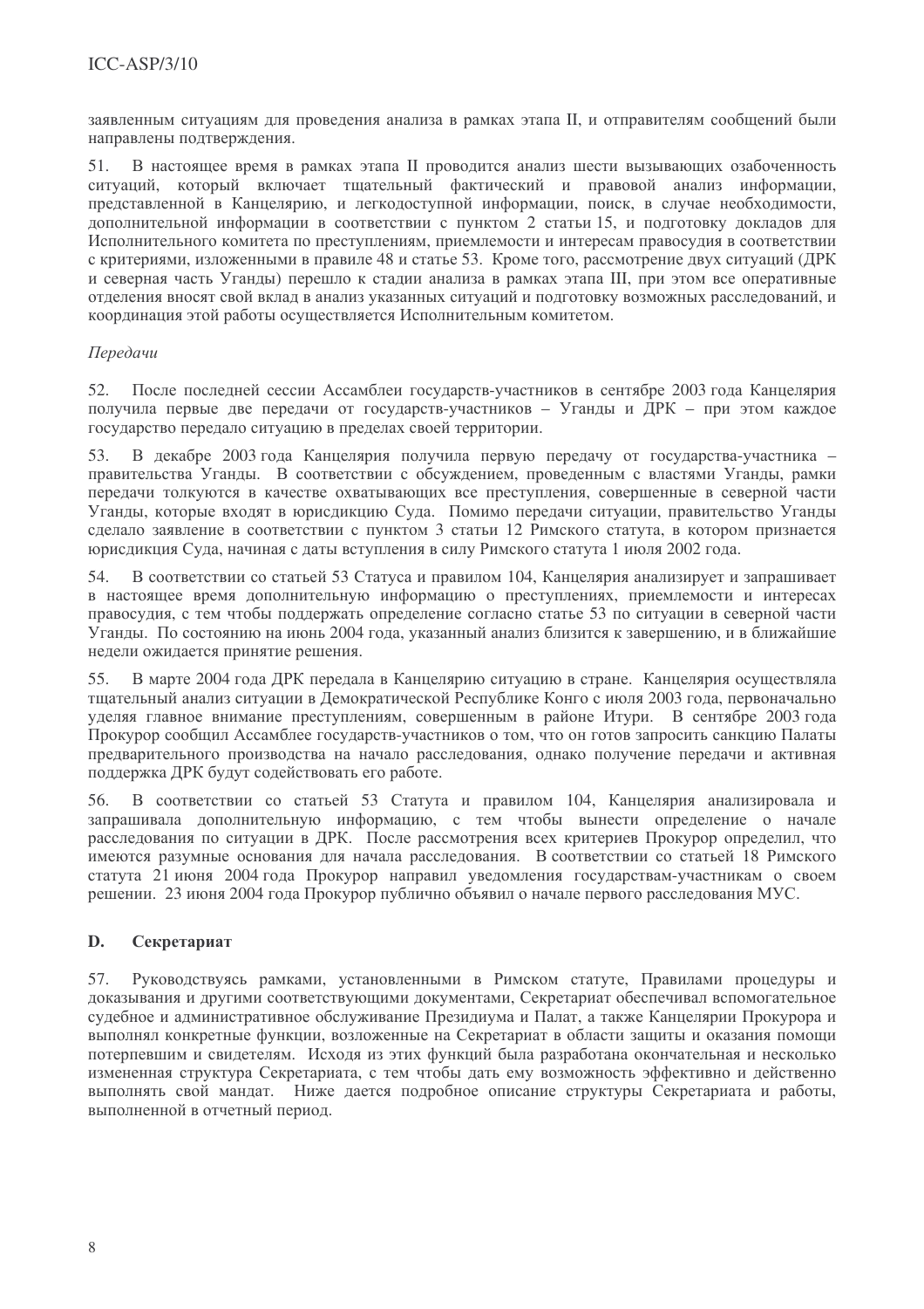заявленным ситуациям для проведения анализа в рамках этапа II, и отправителям сообщений были направлены подтверждения.

51. В настоящее время в рамках этапа II проводится анализ шести вызывающих озабоченность ситуаций, который включает тщательный фактический и правовой анализ информации, представленной в Канцелярию, и легкодоступной информации, поиск, в случае необходимости, дополнительной информации в соответствии с пунктом 2 статьи 15, и подготовку докладов для Исполнительного комитета по преступлениям, приемлемости и интересам правосудия в соответствии с критериями, изложенными в правиле 48 и статье 53. Кроме того, рассмотрение двух ситуаций (ДРК и северная часть Уганды) перешло к стадии анализа в рамках этапа III, при этом все оперативные отделения вносят свой вклад в анализ указанных ситуаций и подготовку возможных расследований, и координация этой работы осуществляется Исполнительным комитетом.

*Передачи*

52. После последней сессии Ассамблеи государств-участников в сентябре 2003 года Канцелярия получила первые две передачи от государств-участников – Уганды и ДРК – при этом каждое государство передало ситуацию в пределах своей территории.

53. В декабре 2003 года Канцелярия получила первую передачу от государства-участника – правительства Уганды. В соответствии с обсуждением, проведенным с властями Уганды, рамки передачи толкуются в качестве охватывающих все преступления, совершенные в северной части Уганды, которые входят в юрисдикцию Суда. Помимо передачи ситуации, правительство Уганды сделало заявление в соответствии с пунктом 3 статьи 12 Римского статута, в котором признается юрисдикция Суда, начиная с даты вступления в силу Римского статута 1 июля 2002 года.

54. В соответствии со статьей 53 Статуса и правилом 104, Канцелярия анализирует и запрашивает в настоящее время дополнительную информацию о преступлениях, приемлемости и интересах правосудия, с тем чтобы поддержать определение согласно статье 53 по ситуации в северной части Уганды. По состоянию на июнь 2004 года, указанный анализ близится к завершению, и в ближайшие недели ожидается принятие решения.

55. В марте 2004 года ДРК передала в Канцелярию ситуацию в стране. Канцелярия осуществляла тщательный анализ ситуации в Демократической Республике Конго с июля 2003 года, первоначально уделяя главное внимание преступлениям, совершенным в районе Итури. В сентябре 2003 года Прокурор сообщил Ассамблее государств-участников о том, что он готов запросить санкцию Палаты предварительного производства на начало расследования, однако получение передачи и активная поддержка ДРК будут содействовать его работе.

56. В соответствии со статьей 53 Статута и правилом 104, Канцелярия анализировала и запрашивала дополнительную информацию, с тем чтобы вынести определение о начале расследования по ситуации в ДРК. После рассмотрения всех критериев Прокурор определил, что имеются разумные основания для начала расследования. В соответствии со статьей 18 Римского статута 21 июня 2004 года Прокурор направил уведомления государствам-участникам о своем решении. 23 июня 2004 года Прокурор публично объявил о начале первого расследования МУС.

## D. Секретариат

57. Руководствуясь рамками, установленными в Римском статуте, Правилами процедуры и доказывания и другими соответствующими документами, Секретариат обеспечивал вспомогательное судебное и административное обслуживание Президиума и Палат, а также Канцелярии Прокурора и выполнял конкретные функции, возложенные на Секретариат в области защиты и оказания помощи потерпевшим и свидетелям. Исходя из этих функций была разработана окончательная и несколько измененная структура Секретариата, с тем чтобы дать ему возможность эффективно и действенно выполнять свой мандат. Ниже дается подробное описание структуры Секретариата и работы, выполненной в отчетный период.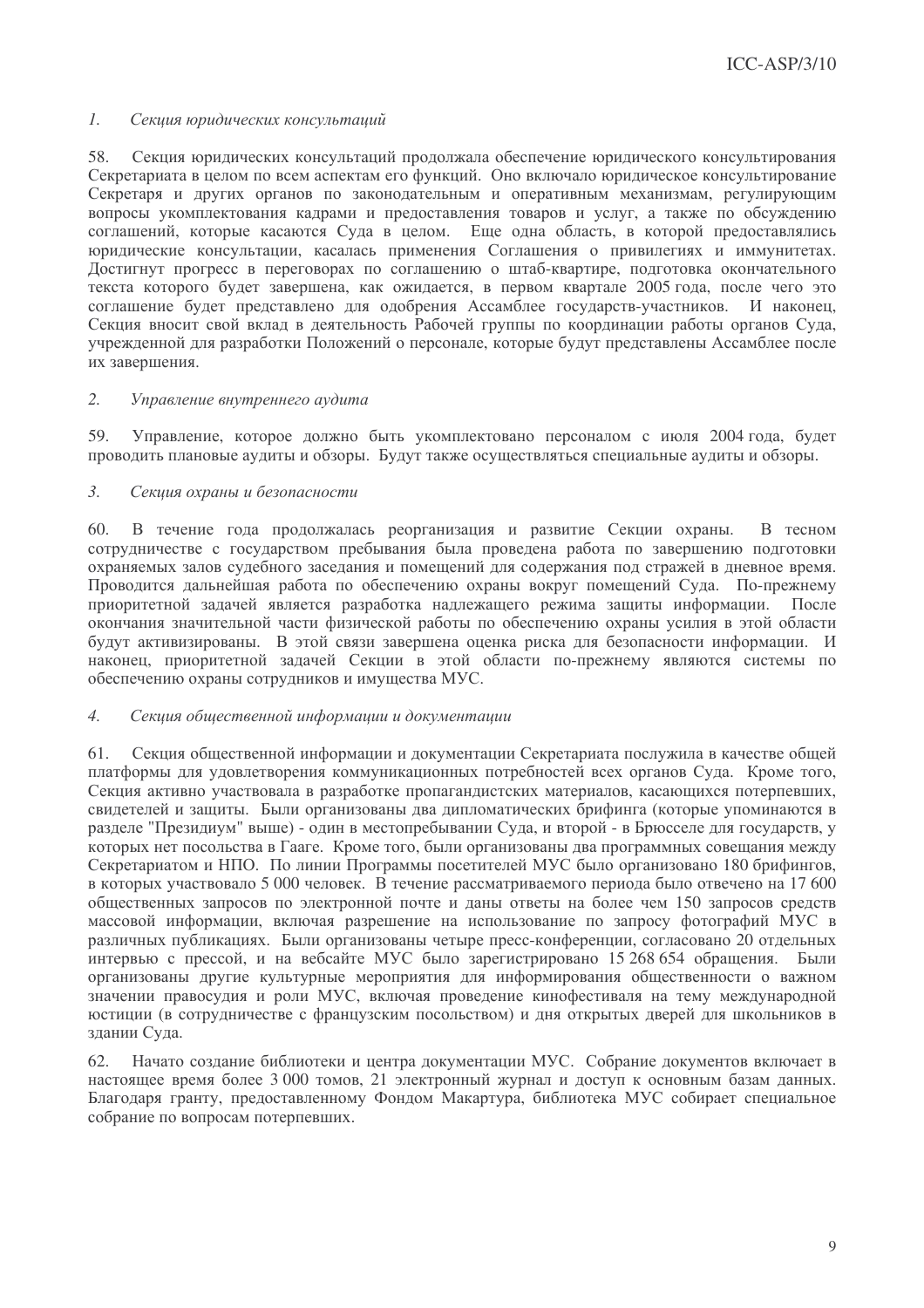### *1. Секция юридических консультаций*

58. Секция юридических консультаций продолжала обеспечение юридического консультирования Секретариата в целом по всем аспектам его функций. Оно включало юридическое консультирование Секретаря и других органов по законодательным и оперативным механизмам, регулирующим вопросы укомплектования кадрами и предоставления товаров и услуг, а также по обсуждению соглашений, которые касаются Суда в целом. Еще одна область, в которой предоставлялись юридические консультации, касалась применения Соглашения о привилегиях и иммунитетах. Достигнут прогресс в переговорах по соглашению о штаб-квартире, подготовка окончательного текста которого будет завершена, как ожидается, в первом квартале 2005 года, после чего это соглашение будет представлено для одобрения Ассамблее государств-участников. И наконец, Секция вносит свой вклад в деятельность Рабочей группы по координации работы органов Суда, учрежденной для разработки Положений о персонале, которые будут представлены Ассамблее после их завершения.

### *2. Управление внутреннего аудита*

59. Управление, которое должно быть укомплектовано персоналом с июля 2004 года, будет проводить плановые аудиты и обзоры. Будут также осуществляться специальные аудиты и обзоры.

### *3. Секция охраны и безопасности*

60. В течение года продолжалась реорганизация и развитие Секции охраны. В тесном сотрудничестве с государством пребывания была проведена работа по завершению подготовки охраняемых залов судебного заседания и помещений для содержания под стражей в дневное время. Проводится дальнейшая работа по обеспечению охраны вокруг помещений Суда. По-прежнему приоритетной задачей является разработка надлежащего режима защиты информации. После окончания значительной части физической работы по обеспечению охраны усилия в этой области будут активизированы. В этой связи завершена оценка риска для безопасности информации. И наконец, приоритетной задачей Секции в этой области по-прежнему являются системы по обеспечению охраны сотрудников и имущества МУС.

### *4. Секция общественной информации и документации*

61. Секция общественной информации и документации Секретариата послужила в качестве общей платформы для удовлетворения коммуникационных потребностей всех органов Суда. Кроме того, Секция активно участвовала в разработке пропагандистских материалов, касающихся потерпевших, свидетелей и защиты. Были организованы два дипломатических брифинга (которые упоминаются в разделе "Президиум" выше) - один в местопребывании Суда, и второй - в Брюсселе для государств, у которых нет посольства в Гааге. Кроме того, были организованы два программных совещания между Секретариатом и НПО. По линии Программы посетителей МУС было организовано 180 брифингов, в которых участвовало 5 000 человек. В течение рассматриваемого периода было отвечено на 17 600 общественных запросов по электронной почте и даны ответы на более чем 150 запросов средств массовой информации, включая разрешение на использование по запросу фотографий МУС в различных публикациях. Были организованы четыре пресс-конференции, согласовано 20 отдельных интервью с прессой, и на вебсайте МУС было зарегистрировано 15 268 654 обращения. Были организованы другие культурные мероприятия для информирования общественности о важном значении правосудия и роли МУС, включая проведение кинофестиваля на тему международной юстиции (в сотрудничестве с французским посольством) и дня открытых дверей для школьников в здании Суда.

62. Начато создание библиотеки и центра документации МУС. Собрание документов включает в настоящее время более 3 000 томов, 21 электронный журнал и доступ к основным базам данных. Благодаря гранту, предоставленному Фондом Макартура, библиотека МУС собирает специальное собрание по вопросам потерпевших.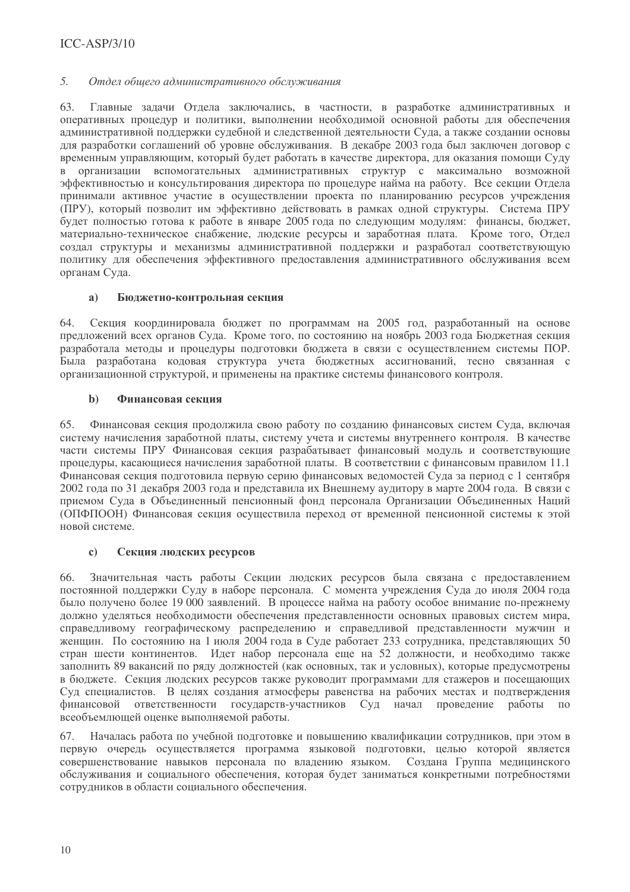*5. Отдел общего административного обслуживания*

63. Главные задачи Отдела заключались, в частности, в разработке административных и оперативных процедур и политики, выполнении необходимой основной работы для обеспечения административной поддержки судебной и следственной деятельности Суда, а также создании основы для разработки соглашений об уровне обслуживания. В декабре 2003 года был заключен договор с временным управляющим, который будет работать в качестве директора, для оказания помощи Суду в организации вспомогательных административных структур с максимально возможной эффективностью и консультирования директора по процедуре найма на работу. Все секции Отдела принимали активное участие в осуществлении проекта по планированию ресурсов учреждения (ПРУ), который позволит им эффективно действовать в рамках одной структуры. Система ПРУ будет полностью готова к работе в январе 2005 года по следующим модулям: финансы, бюджет, материально-техническое снабжение, людские ресурсы и заработная плата. Кроме того, Отдел создал структуры и механизмы административной поддержки и разработал соответствующую политику для обеспечения эффективного предоставления административного обслуживания всем органам Суда.

**a) Бюджетно-контрольная секция**

64. Секция координировала бюджет по программам на 2005 год, разработанный на основе предложений всех органов Суда. Кроме того, по состоянию на ноябрь 2003 года Бюджетная секция разработала методы и процедуры подготовки бюджета в связи с осуществлением системы ПОР. Была разработана кодовая структура учета бюджетных ассигнований, тесно связанная с организационной структурой, и применены на практике системы финансового контроля.

**b) Финансовая секция**

65. Финансовая секция продолжила свою работу по созданию финансовых систем Суда, включая систему начисления заработной платы, систему учета и системы внутреннего контроля. В качестве части системы ПРУ Финансовая секция разрабатывает финансовый модуль и соответствующие процедуры, касающиеся начисления заработной платы. В соответствии с финансовым правилом 11.1 Финансовая секция подготовила первую серию финансовых ведомостей Суда за период с 1 сентября 2002 года по 31 декабря 2003 года и представила их Внешнему аудитору в марте 2004 года. В связи с приемом Суда в Объединенный пенсионный фонд персонала Организации Объединенных Наций (ОПФПООН) Финансовая секция осуществила переход от временной пенсионной системы к этой новой системе.

**c) Секция людских ресурсов**

66. Значительная часть работы Секции людских ресурсов была связана с предоставлением постоянной поддержки Суду в наборе персонала. С момента учреждения Суда до июля 2004 года было получено более 19 000 заявлений. В процессе найма на работу особое внимание по-прежнему должно уделяться необходимости обеспечения представленности основных правовых систем мира, справедливому географическому распределению и справедливой представленности мужчин и женщин. По состоянию на 1 июля 2004 года в Суде работает 233 сотрудника, представляющих 50 стран шести континентов. Идет набор персонала еще на 52 должности, и необходимо также заполнить 89 вакансий по ряду должностей (как основных, так и условных), которые предусмотрены в бюджете. Секция людских ресурсов также руководит программами для стажеров и посещающих Суд специалистов. В целях создания атмосферы равенства на рабочих местах и подтверждения финансовой ответственности государств-участников Суд начал проведение работы по всеобъемлющей оценке выполняемой работы.

67. Началась работа по учебной подготовке и повышению квалификации сотрудников, при этом в первую очередь осуществляется программа языковой подготовки, целью которой является совершенствование навыков персонала по владению языком. Создана Группа медицинского обслуживания и социального обеспечения, которая будет заниматься конкретными потребностями сотрудников в области социального обеспечения.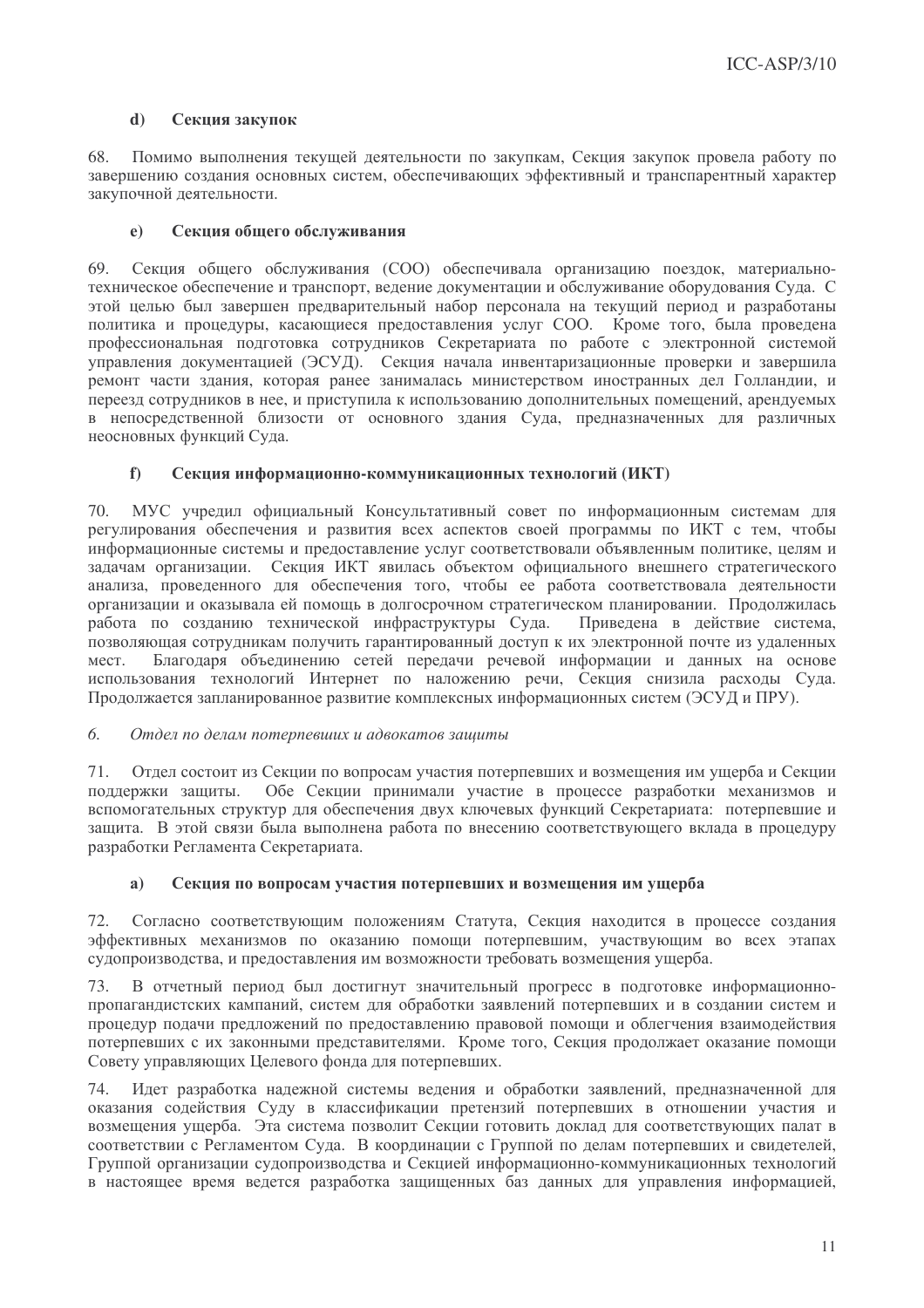#### d) Секция закупок

68. Помимо выполнения текущей деятельности по закупкам, Секция закупок провела работу по завершению создания основных систем, обеспечивающих эффективный и транспарентный характер закупочной деятельности.

#### e) Секция общего обслуживания

69. Секция общего обслуживания (СОО) обеспечивала организацию поездок, материально-техническое обеспечение и транспорт, ведение документации и обслуживание оборудования Суда. С этой целью был завершен предварительный набор персонала на текущий период и разработаны политика и процедуры, касающиеся предоставления услуг СОО. Кроме того, была проведена профессиональная подготовка сотрудников Секретариата по работе с электронной системой управления документацией (ЭСУД). Секция начала инвентаризационные проверки и завершила ремонт части здания, которая ранее занималась министерством иностранных дел Голландии, и переезд сотрудников в нее, и приступила к использованию дополнительных помещений, арендуемых в непосредственной близости от основного здания Суда, предназначенных для различных неосновных функций Суда.

#### f) Секция информационно-коммуникационных технологий (ИКТ)

70. МУС учредил официальный Консультативный совет по информационным системам для регулирования обеспечения и развития всех аспектов своей программы по ИКТ с тем, чтобы информационные системы и предоставление услуг соответствовали объявленным политике, целям и задачам организации. Секция ИКТ явилась объектом официального внешнего стратегического анализа, проведенного для обеспечения того, чтобы ее работа соответствовала деятельности организации и оказывала ей помощь в долгосрочном стратегическом планировании. Продолжилась работа по созданию технической инфраструктуры Суда. Приведена в действие система, позволяющая сотрудникам получить гарантированный доступ к их электронной почте из удаленных мест. Благодаря объединению сетей передачи речевой информации и данных на основе использования технологий Интернет по наложению речи, Секция снизила расходы Суда. Продолжается запланированное развитие комплексных информационных систем (ЭСУД и ПРУ).

### 6. *Отдел по делам потерпевших и адвокатов защиты*

71. Отдел состоит из Секции по вопросам участия потерпевших и возмещения им ущерба и Секции поддержки защиты. Обе Секции принимали участие в процессе разработки механизмов и вспомогательных структур для обеспечения двух ключевых функций Секретариата: потерпевшие и защита. В этой связи была выполнена работа по внесению соответствующего вклада в процедуру разработки Регламента Секретариата.

#### a) Секция по вопросам участия потерпевших и возмещения им ущерба

72. Согласно соответствующим положениям Статута, Секция находится в процессе создания эффективных механизмов по оказанию помощи потерпевшим, участвующим во всех этапах судопроизводства, и предоставления им возможности требовать возмещения ущерба.

73. В отчетный период был достигнут значительный прогресс в подготовке информационно-пропагандистских кампаний, систем для обработки заявлений потерпевших и в создании систем и процедур подачи предложений по предоставлению правовой помощи и облегчения взаимодействия потерпевших с их законными представителями. Кроме того, Секция продолжает оказание помощи Совету управляющих Целевого фонда для потерпевших.

74. Идет разработка надежной системы ведения и обработки заявлений, предназначенной для оказания содействия Суду в классификации претензий потерпевших в отношении участия и возмещения ущерба. Эта система позволит Секции готовить доклад для соответствующих палат в соответствии с Регламентом Суда. В координации с Группой по делам потерпевших и свидетелей, Группой организации судопроизводства и Секцией информационно-коммуникационных технологий в настоящее время ведется разработка защищенных баз данных для управления информацией,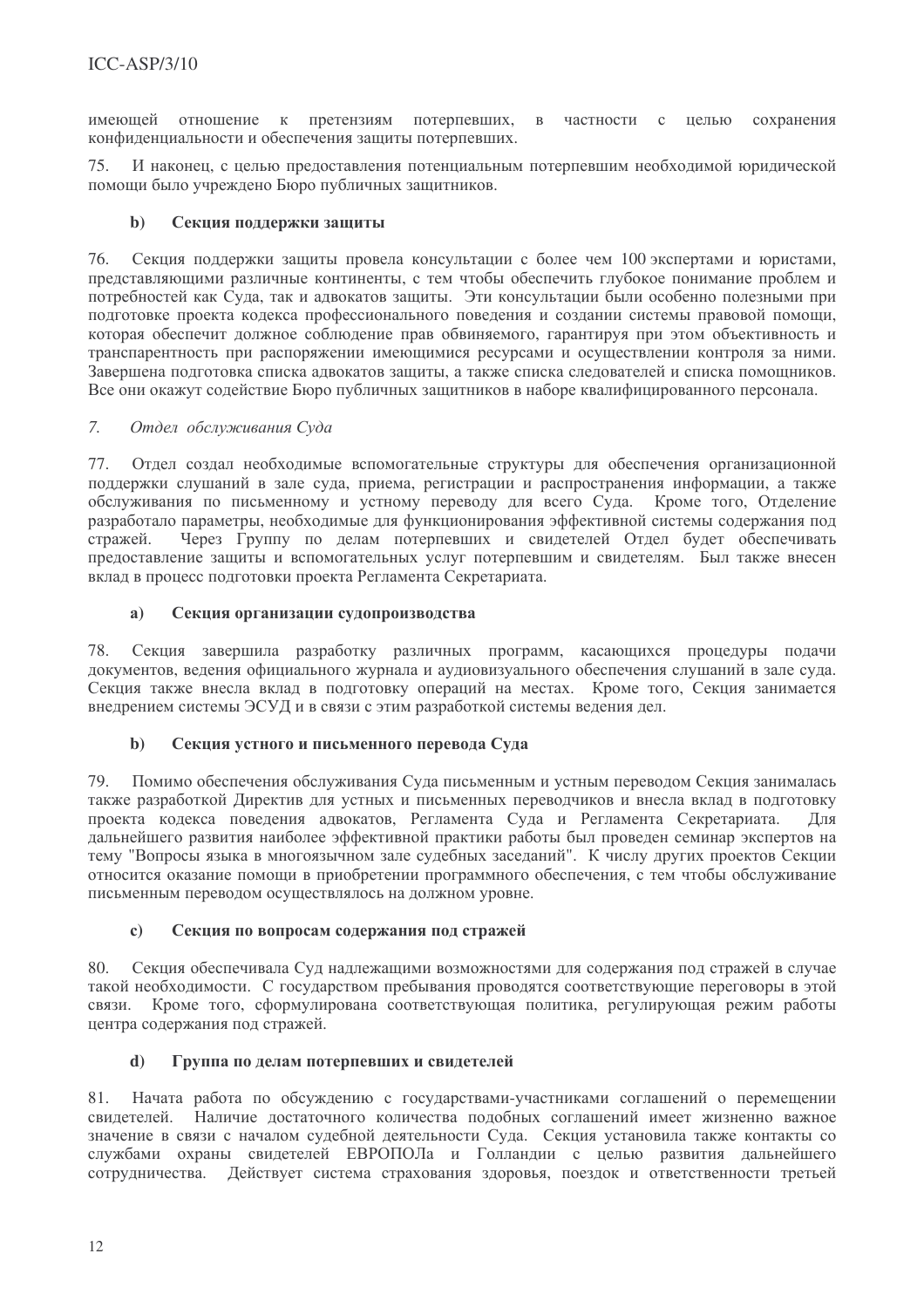имеющей отношение к претензиям потерпевших, в частности с целью сохранения конфиденциальности и обеспечения защиты потерпевших.

75. И наконец, с целью предоставления потенциальным потерпевшим необходимой юридической помощи было учреждено Бюро публичных защитников.

#### b) Секция поддержки защиты

76. Секция поддержки защиты провела консультации с более чем 100 экспертами и юристами, представляющими различные континенты, с тем чтобы обеспечить глубокое понимание проблем и потребностей как Суда, так и адвокатов защиты. Эти консультации были особенно полезными при подготовке проекта кодекса профессионального поведения и создании системы правовой помощи, которая обеспечит должное соблюдение прав обвиняемого, гарантируя при этом объективность и транспарентность при распоряжении имеющимися ресурсами и осуществлении контроля за ними. Завершена подготовка списка адвокатов защиты, а также списка следователей и списка помощников. Все они окажут содействие Бюро публичных защитников в наборе квалифицированного персонала.

### *7. Отдел обслуживания Суда*

77. Отдел создал необходимые вспомогательные структуры для обеспечения организационной поддержки слушаний в зале суда, приема, регистрации и распространения информации, а также обслуживания по письменному и устному переводу для всего Суда. Кроме того, Отделение разработало параметры, необходимые для функционирования эффективной системы содержания под стражей. Через Группу по делам потерпевших и свидетелей Отдел будет обеспечивать предоставление защиты и вспомогательных услуг потерпевшим и свидетелям. Был также внесен вклад в процесс подготовки проекта Регламента Секретариата.

#### a) Секция организации судопроизводства

78. Секция завершила разработку различных программ, касающихся процедуры подачи документов, ведения официального журнала и аудиовизуального обеспечения слушаний в зале суда. Секция также внесла вклад в подготовку операций на местах. Кроме того, Секция занимается внедрением системы ЭСУД и в связи с этим разработкой системы ведения дел.

#### b) Секция устного и письменного перевода Суда

79. Помимо обеспечения обслуживания Суда письменным и устным переводом Секция занималась также разработкой Директив для устных и письменных переводчиков и внесла вклад в подготовку проекта кодекса поведения адвокатов, Регламента Суда и Регламента Секретариата. Для дальнейшего развития наиболее эффективной практики работы был проведен семинар экспертов на тему "Вопросы языка в многоязычном зале судебных заседаний". К числу других проектов Секции относится оказание помощи в приобретении программного обеспечения, с тем чтобы обслуживание письменным переводом осуществлялось на должном уровне.

#### c) Секция по вопросам содержания под стражей

80. Секция обеспечивала Суд надлежащими возможностями для содержания под стражей в случае такой необходимости. С государством пребывания проводятся соответствующие переговоры в этой связи. Кроме того, сформулирована соответствующая политика, регулирующая режим работы центра содержания под стражей.

#### d) Группа по делам потерпевших и свидетелей

81. Начата работа по обсуждению с государствами-участниками соглашений о перемещении свидетелей. Наличие достаточного количества подобных соглашений имеет жизненно важное значение в связи с началом судебной деятельности Суда. Секция установила также контакты со службами охраны свидетелей ЕВРОПОЛа и Голландии с целью развития дальнейшего сотрудничества. Действует система страхования здоровья, поездок и ответственности третьей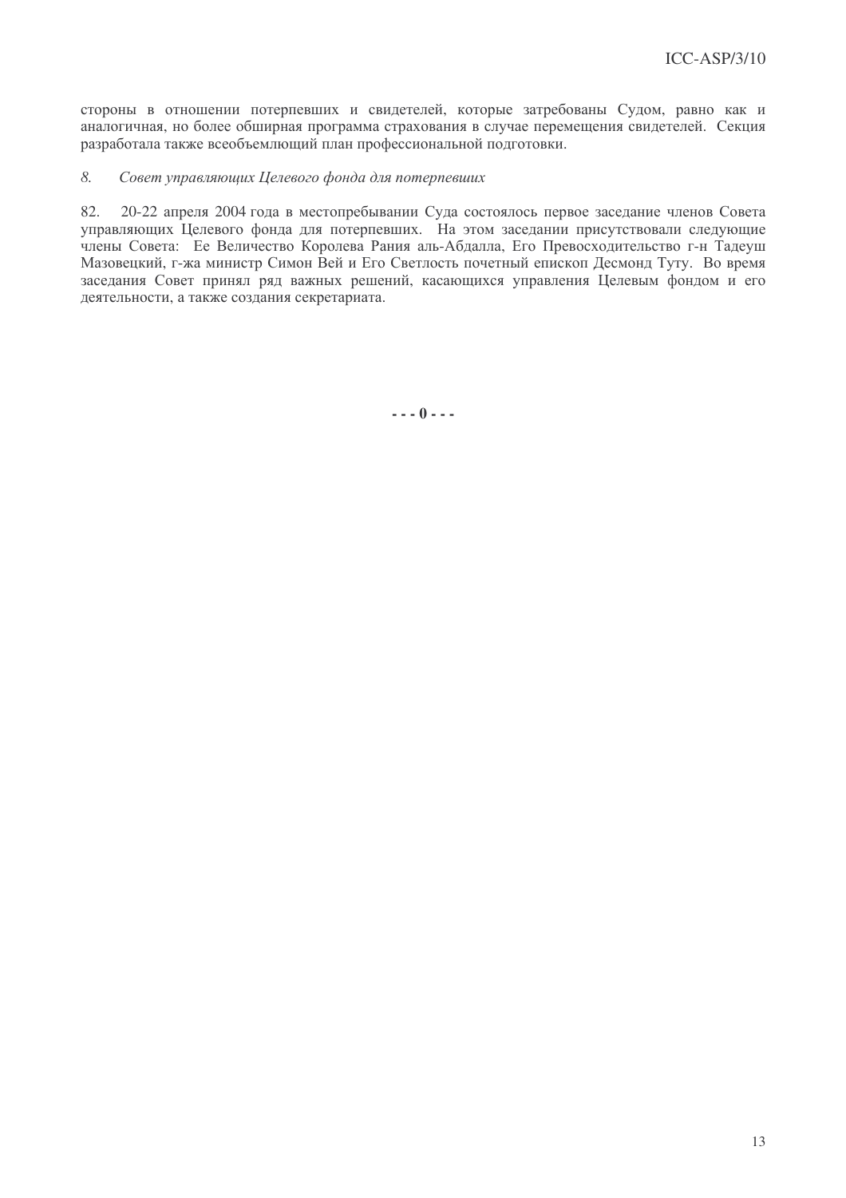стороны в отношении потерпевших и свидетелей, которые затребованы Судом, равно как и аналогичная, но более обширная программа страхования в случае перемещения свидетелей. Секция разработала также всеобъемлющий план профессиональной подготовки.

### *8. Совет управляющих Целевого фонда для потерпевших*

82. 20-22 апреля 2004 года в местопребывании Суда состоялось первое заседание членов Совета управляющих Целевого фонда для потерпевших. На этом заседании присутствовали следующие члены Совета: Ее Величество Королева Рания аль-Абдалла, Его Превосходительство г-н Тадеуш Мазовецкий, г-жа министр Симон Вей и Его Светлость почетный епископ Десмонд Туту. Во время заседания Совет принял ряд важных решений, касающихся управления Целевым фондом и его деятельности, а также создания секретариата.

**- - - 0 - - -**